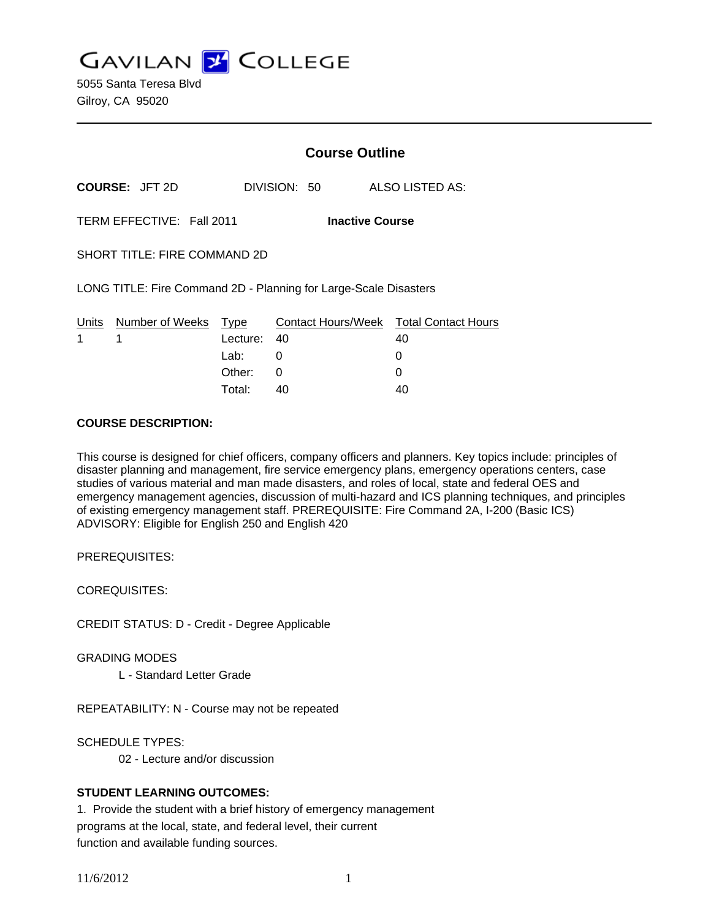# GAVILAN COLLEGE

5055 Santa Teresa Blvd
Gilroy, CA 95020

## Course Outline

**COURSE:** JFT 2D DIVISION: 50 ALSO LISTED AS:

TERM EFFECTIVE: Fall 2011 **Inactive Course**

SHORT TITLE: FIRE COMMAND 2D

LONG TITLE: Fire Command 2D - Planning for Large-Scale Disasters

| Units | Number of Weeks | Type | Contact Hours/Week | Total Contact Hours |
|---|---|---|---|---|
| 1 | 1 | Lecture: | 40 | 40 |
| | | Lab: | 0 | 0 |
| | | Other: | 0 | 0 |
| | | Total: | 40 | 40 |

**COURSE DESCRIPTION:**

This course is designed for chief officers, company officers and planners. Key topics include: principles of disaster planning and management, fire service emergency plans, emergency operations centers, case studies of various material and man made disasters, and roles of local, state and federal OES and emergency management agencies, discussion of multi-hazard and ICS planning techniques, and principles of existing emergency management staff. PREREQUISITE: Fire Command 2A, I-200 (Basic ICS) ADVISORY: Eligible for English 250 and English 420

PREREQUISITES:

COREQUISITES:

CREDIT STATUS: D - Credit - Degree Applicable

GRADING MODES

L - Standard Letter Grade

REPEATABILITY: N - Course may not be repeated

SCHEDULE TYPES:

02 - Lecture and/or discussion

**STUDENT LEARNING OUTCOMES:**

1. Provide the student with a brief history of emergency management programs at the local, state, and federal level, their current function and available funding sources.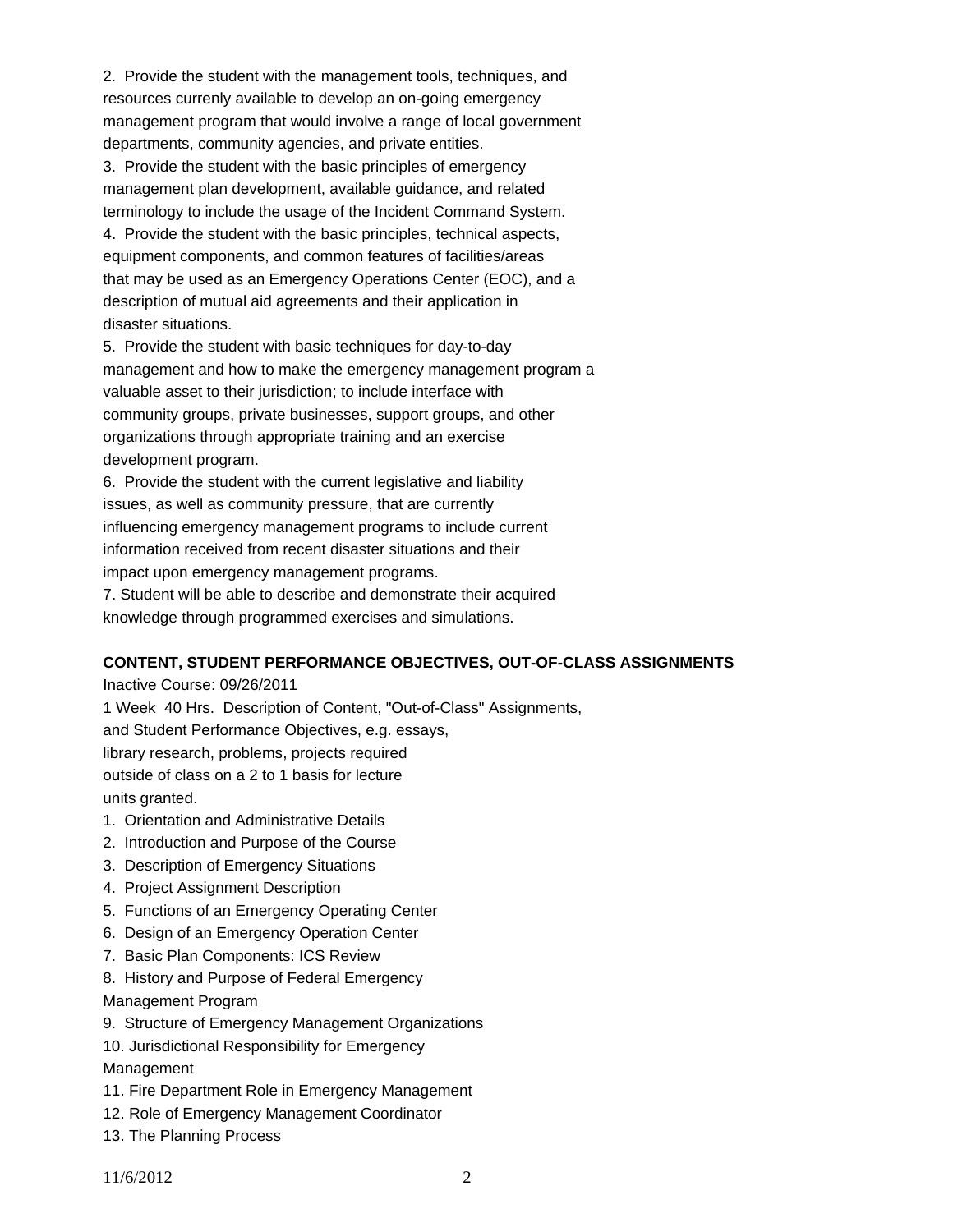2. Provide the student with the management tools, techniques, and resources currenly available to develop an on-going emergency management program that would involve a range of local government departments, community agencies, and private entities.
3. Provide the student with the basic principles of emergency management plan development, available guidance, and related terminology to include the usage of the Incident Command System.
4. Provide the student with the basic principles, technical aspects, equipment components, and common features of facilities/areas that may be used as an Emergency Operations Center (EOC), and a description of mutual aid agreements and their application in disaster situations.
5. Provide the student with basic techniques for day-to-day management and how to make the emergency management program a valuable asset to their jurisdiction; to include interface with community groups, private businesses, support groups, and other organizations through appropriate training and an exercise development program.
6. Provide the student with the current legislative and liability issues, as well as community pressure, that are currently influencing emergency management programs to include current information received from recent disaster situations and their impact upon emergency management programs.
7. Student will be able to describe and demonstrate their acquired knowledge through programmed exercises and simulations.

**CONTENT, STUDENT PERFORMANCE OBJECTIVES, OUT-OF-CLASS ASSIGNMENTS**

Inactive Course: 09/26/2011

1 Week 40 Hrs. Description of Content, "Out-of-Class" Assignments, and Student Performance Objectives, e.g. essays, library research, problems, projects required outside of class on a 2 to 1 basis for lecture units granted.

1. Orientation and Administrative Details
2. Introduction and Purpose of the Course
3. Description of Emergency Situations
4. Project Assignment Description
5. Functions of an Emergency Operating Center
6. Design of an Emergency Operation Center
7. Basic Plan Components: ICS Review
8. History and Purpose of Federal Emergency Management Program
9. Structure of Emergency Management Organizations
10. Jurisdictional Responsibility for Emergency Management
11. Fire Department Role in Emergency Management
12. Role of Emergency Management Coordinator
13. The Planning Process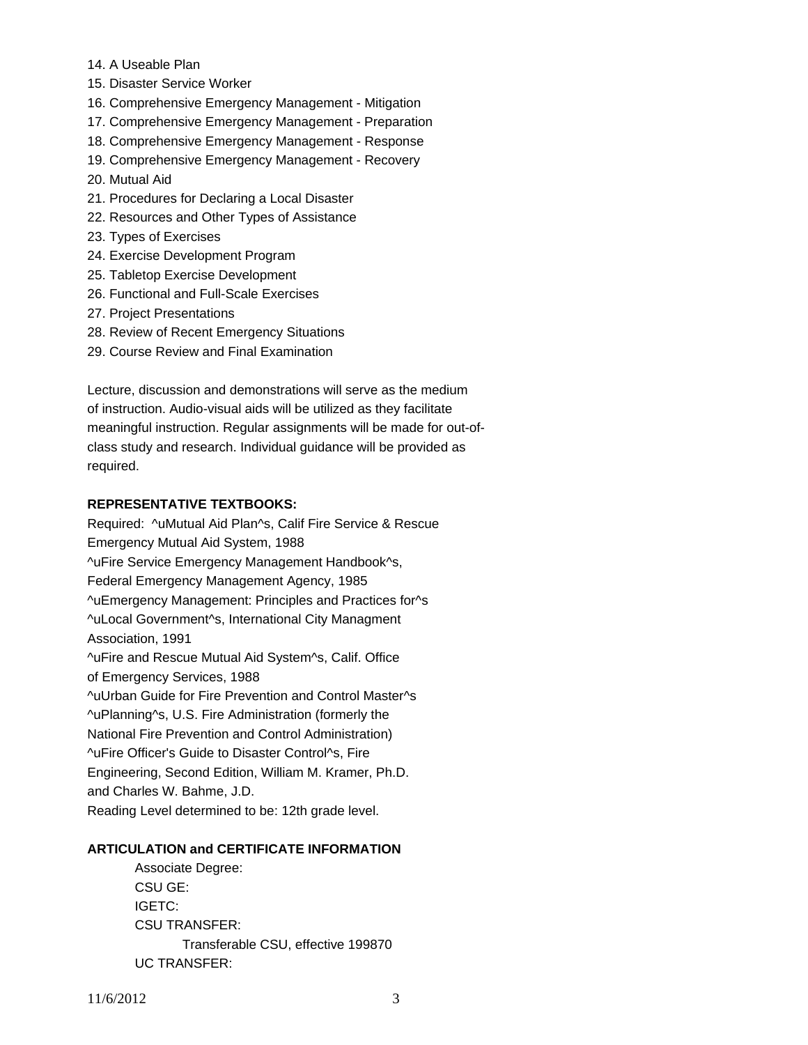14. A Useable Plan
15. Disaster Service Worker
16. Comprehensive Emergency Management - Mitigation
17. Comprehensive Emergency Management - Preparation
18. Comprehensive Emergency Management - Response
19. Comprehensive Emergency Management - Recovery
20. Mutual Aid
21. Procedures for Declaring a Local Disaster
22. Resources and Other Types of Assistance
23. Types of Exercises
24. Exercise Development Program
25. Tabletop Exercise Development
26. Functional and Full-Scale Exercises
27. Project Presentations
28. Review of Recent Emergency Situations
29. Course Review and Final Examination

Lecture, discussion and demonstrations will serve as the medium of instruction. Audio-visual aids will be utilized as they facilitate meaningful instruction. Regular assignments will be made for out-of-class study and research. Individual guidance will be provided as required.

**REPRESENTATIVE TEXTBOOKS:**

Required: ^uMutual Aid Plan^s, Calif Fire Service & Rescue Emergency Mutual Aid System, 1988
^uFire Service Emergency Management Handbook^s, Federal Emergency Management Agency, 1985
^uEmergency Management: Principles and Practices for^s ^uLocal Government^s, International City Managment Association, 1991
^uFire and Rescue Mutual Aid System^s, Calif. Office of Emergency Services, 1988
^uUrban Guide for Fire Prevention and Control Master^s ^uPlanning^s, U.S. Fire Administration (formerly the National Fire Prevention and Control Administration)
^uFire Officer's Guide to Disaster Control^s, Fire Engineering, Second Edition, William M. Kramer, Ph.D. and Charles W. Bahme, J.D.
Reading Level determined to be: 12th grade level.

**ARTICULATION and CERTIFICATE INFORMATION**

Associate Degree:
CSU GE:
IGETC:
CSU TRANSFER:
    Transferable CSU, effective 199870
UC TRANSFER: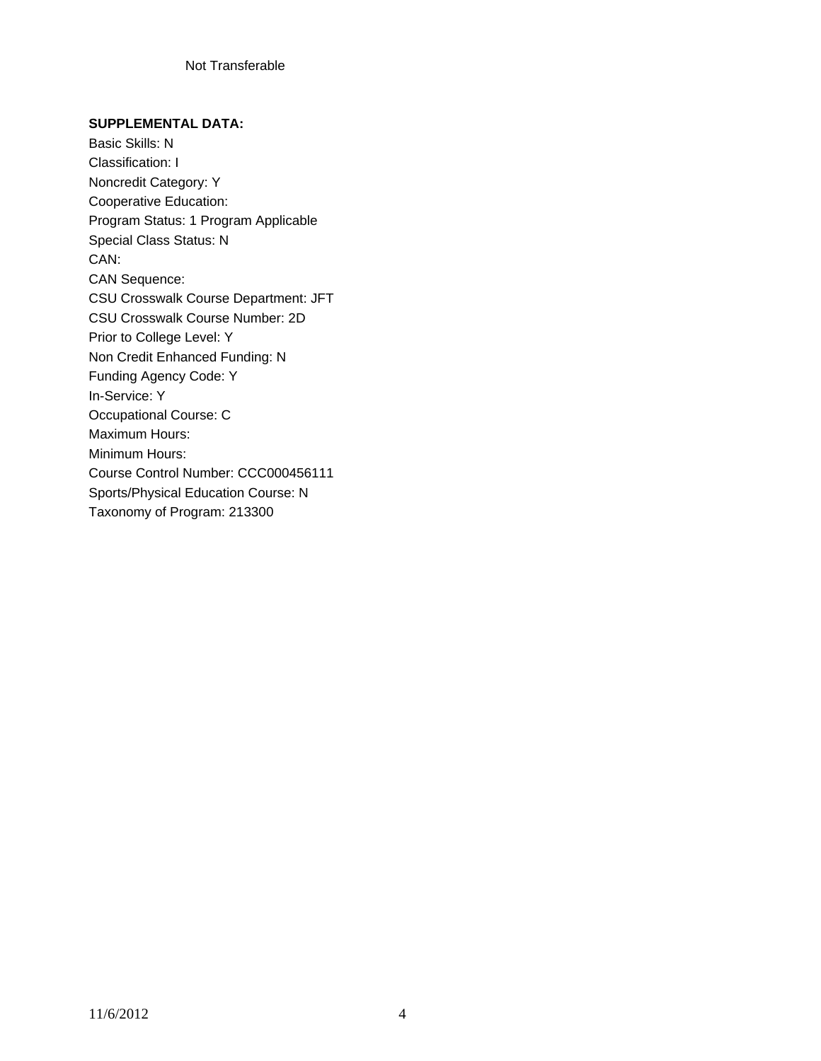Not Transferable

**SUPPLEMENTAL DATA:**

Basic Skills: N
Classification: I
Noncredit Category: Y
Cooperative Education:
Program Status: 1 Program Applicable
Special Class Status: N
CAN:
CAN Sequence:
CSU Crosswalk Course Department: JFT
CSU Crosswalk Course Number: 2D
Prior to College Level: Y
Non Credit Enhanced Funding: N
Funding Agency Code: Y
In-Service: Y
Occupational Course: C
Maximum Hours:
Minimum Hours:
Course Control Number: CCC000456111
Sports/Physical Education Course: N
Taxonomy of Program: 213300